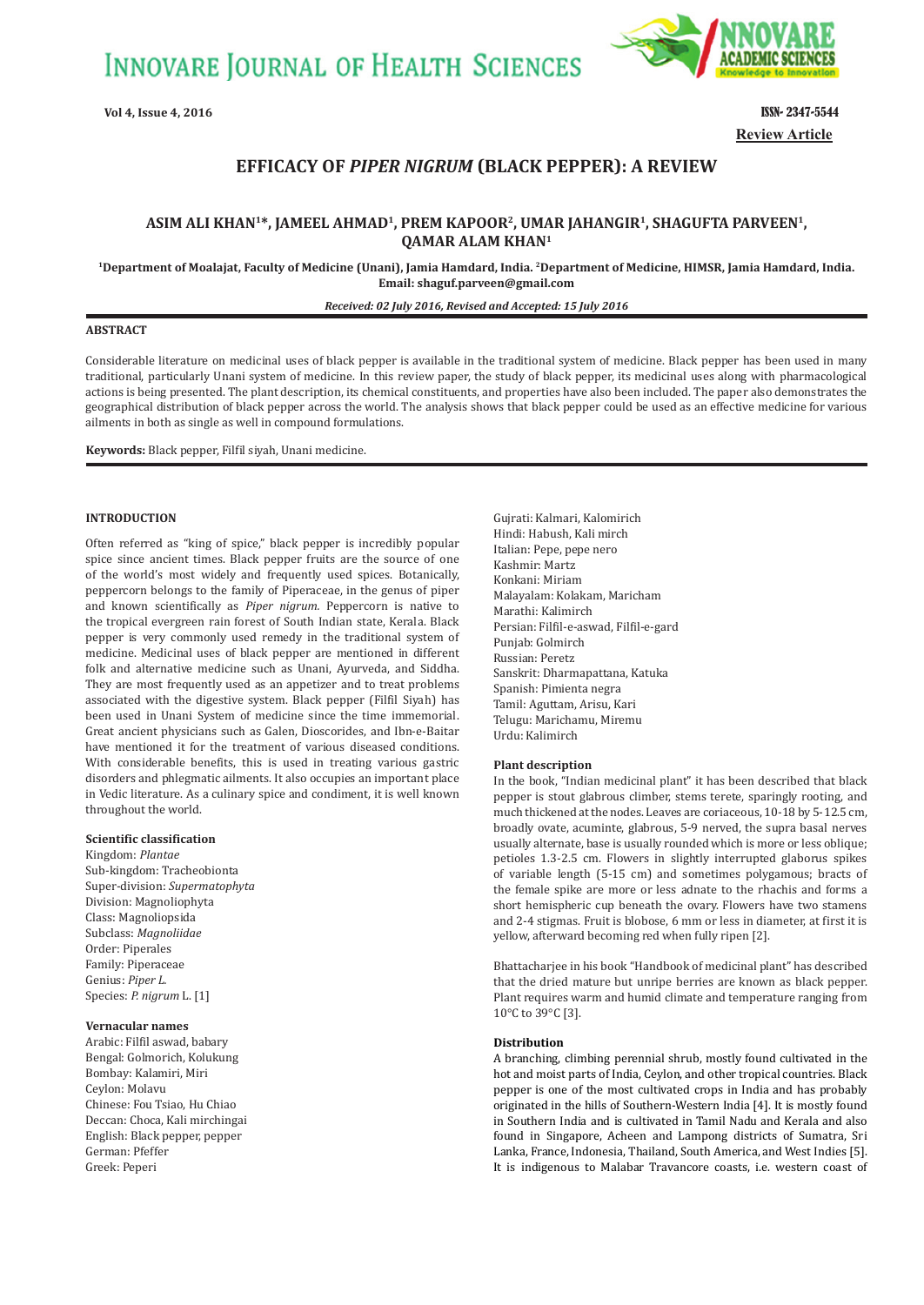Review Article

# EFFICACY OF *PIPER NIGRUM* (BLACK PEPPER): A REVIEW

**ASIM ALI KHAN[1]*, JAMEEL AHMAD[1], PREM KAPOOR[2], UMAR JAHANGIR[1], SHAGUFTA PARVEEN[1], QAMAR ALAM KHAN[1]**

**[1]Department of Moalajat, Faculty of Medicine (Unani), Jamia Hamdard, India. [2]Department of Medicine, HIMSR, Jamia Hamdard, India. Email: shaguf.parveen@gmail.com**

***Received: 02 July 2016, Revised and Accepted: 15 July 2016***

## ABSTRACT

Considerable literature on medicinal uses of black pepper is available in the traditional system of medicine. Black pepper has been used in many traditional, particularly Unani system of medicine. In this review paper, the study of black pepper, its medicinal uses along with pharmacological actions is being presented. The plant description, its chemical constituents, and properties have also been included. The paper also demonstrates the geographical distribution of black pepper across the world. The analysis shows that black pepper could be used as an effective medicine for various ailments in both as single as well in compound formulations.

**Keywords:** Black pepper, Filfil siyah, Unani medicine.

## INTRODUCTION

Often referred as "king of spice," black pepper is incredibly popular spice since ancient times. Black pepper fruits are the source of one of the world's most widely and frequently used spices. Botanically, peppercorn belongs to the family of Piperaceae, in the genus of piper and known scientifically as *Piper nigrum*. Peppercorn is native to the tropical evergreen rain forest of South Indian state, Kerala. Black pepper is very commonly used remedy in the traditional system of medicine. Medicinal uses of black pepper are mentioned in different folk and alternative medicine such as Unani, Ayurveda, and Siddha. They are most frequently used as an appetizer and to treat problems associated with the digestive system. Black pepper (Filfil Siyah) has been used in Unani System of medicine since the time immemorial. Great ancient physicians such as Galen, Dioscorides, and Ibn-e-Baitar have mentioned it for the treatment of various diseased conditions. With considerable benefits, this is used in treating various gastric disorders and phlegmatic ailments. It also occupies an important place in Vedic literature. As a culinary spice and condiment, it is well known throughout the world.

### Scientific classification

Kingdom: *Plantae*
Sub-kingdom: Tracheobionta
Super-division: *Supermatophyta*
Division: Magnoliophyta
Class: Magnoliopsida
Subclass: *Magnoliidae*
Order: Piperales
Family: Piperaceae
Genius: *Piper L.*
Species: *P. nigrum* L. [1]

### Vernacular names

Arabic: Filfil aswad, babary
Bengal: Golmorich, Kolukung
Bombay: Kalamiri, Miri
Ceylon: Molavu
Chinese: Fou Tsiao, Hu Chiao
Deccan: Choca, Kali mirchingai
English: Black pepper, pepper
German: Pfeffer
Greek: Peperi
Gujrati: Kalmari, Kalomirich
Hindi: Habush, Kali mirch
Italian: Pepe, pepe nero
Kashmir: Martz
Konkani: Miriam
Malayalam: Kolakam, Maricham
Marathi: Kalimirch
Persian: Filfil-e-aswad, Filfil-e-gard
Punjab: Golmirch
Russian: Peretz
Sanskrit: Dharmapattana, Katuka
Spanish: Pimienta negra
Tamil: Aguttam, Arisu, Kari
Telugu: Marichamu, Miremu
Urdu: Kalimirch

### Plant description

In the book, "Indian medicinal plant" it has been described that black pepper is stout glabrous climber, stems terete, sparingly rooting, and much thickened at the nodes. Leaves are coriaceous, 10-18 by 5-12.5 cm, broadly ovate, acuminte, glabrous, 5-9 nerved, the supra basal nerves usually alternate, base is usually rounded which is more or less oblique; petioles 1.3-2.5 cm. Flowers in slightly interrupted glaborus spikes of variable length (5-15 cm) and sometimes polygamous; bracts of the female spike are more or less adnate to the rhachis and forms a short hemispheric cup beneath the ovary. Flowers have two stamens and 2-4 stigmas. Fruit is blobose, 6 mm or less in diameter, at first it is yellow, afterward becoming red when fully ripen [2].

Bhattacharjee in his book "Handbook of medicinal plant" has described that the dried mature but unripe berries are known as black pepper. Plant requires warm and humid climate and temperature ranging from 10°C to 39°C [3].

### Distribution

A branching, climbing perennial shrub, mostly found cultivated in the hot and moist parts of India, Ceylon, and other tropical countries. Black pepper is one of the most cultivated crops in India and has probably originated in the hills of Southern-Western India [4]. It is mostly found in Southern India and is cultivated in Tamil Nadu and Kerala and also found in Singapore, Acheen and Lampong districts of Sumatra, Sri Lanka, France, Indonesia, Thailand, South America, and West Indies [5]. It is indigenous to Malabar Travancore coasts, i.e. western coast of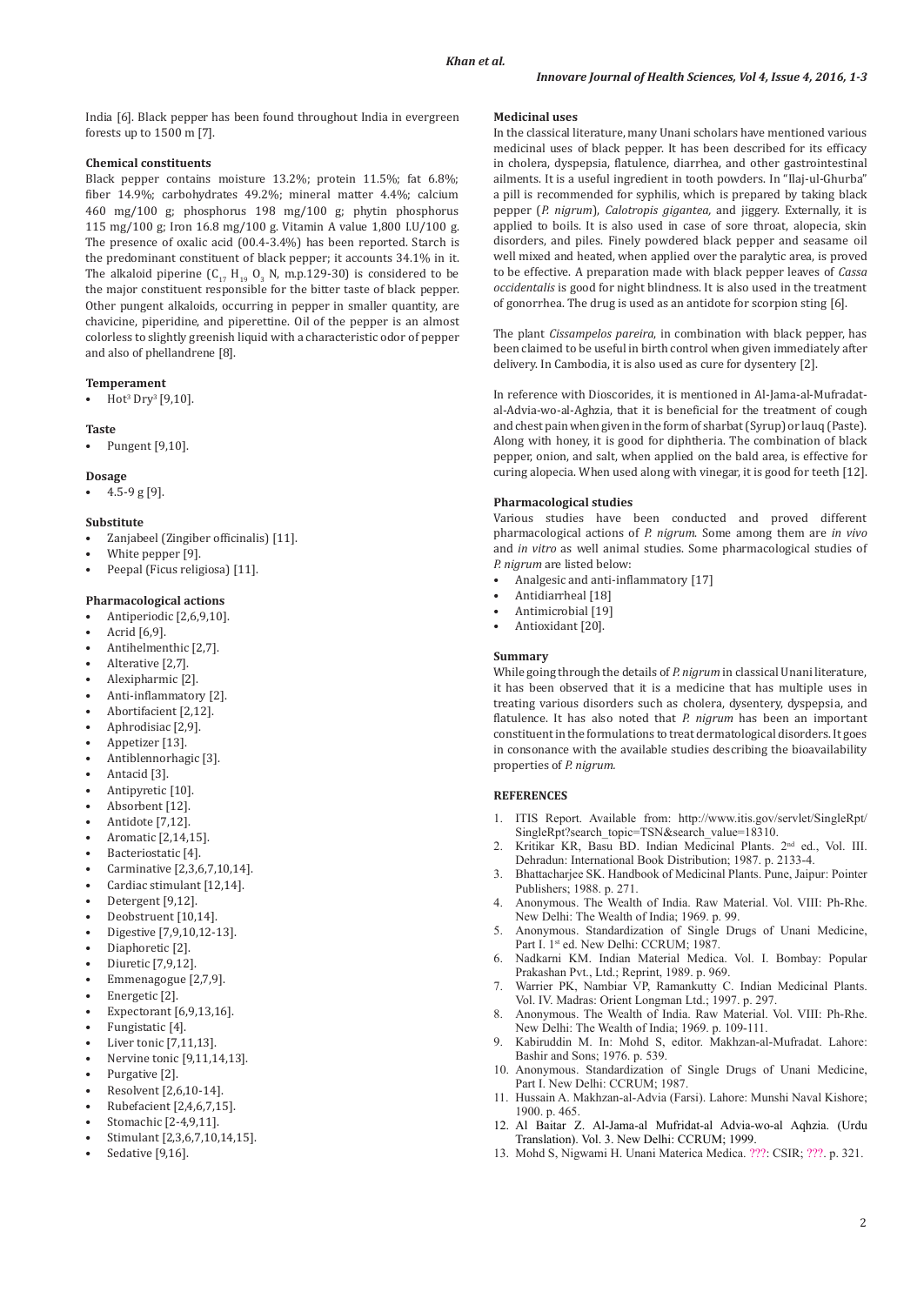India [6]. Black pepper has been found throughout India in evergreen forests up to 1500 m [7].

### Chemical constituents

Black pepper contains moisture 13.2%; protein 11.5%; fat 6.8%; fiber 14.9%; carbohydrates 49.2%; mineral matter 4.4%; calcium 460 mg/100 g; phosphorus 198 mg/100 g; phytin phosphorus 115 mg/100 g; Iron 16.8 mg/100 g. Vitamin A value 1,800 I.U/100 g. The presence of oxalic acid (00.4-3.4%) has been reported. Starch is the predominant constituent of black pepper; it accounts 34.1% in it. The alkaloid piperine ($C_{17}H_{19}O_3N$, m.p.129-30) is considered to be the major constituent responsible for the bitter taste of black pepper. Other pungent alkaloids, occurring in pepper in smaller quantity, are chavicine, piperidine, and piperettine. Oil of the pepper is an almost colorless to slightly greenish liquid with a characteristic odor of pepper and also of phellandrene [8].

### Temperament

- Hot[3] Dry[3] [9,10].

### Taste

- Pungent [9,10].

### Dosage

- 4.5-9 g [9].

### Substitute

- Zanjabeel (Zingiber officinalis) [11].
- White pepper [9].
- Peepal (Ficus religiosa) [11].

### Pharmacological actions

- Antiperiodic [2,6,9,10].
- Acrid [6,9].
- Antihelmenthic [2,7].
- Alterative [2,7].
- Alexipharmic [2].
- Anti-inflammatory [2].
- Abortifacient [2,12].
- Aphrodisiac [2,9].
- Appetizer [13].
- Antiblennorhagic [3].
- Antacid [3].
- Antipyretic [10].
- Absorbent [12].
- Antidote [7,12].
- Aromatic [2,14,15].
- Bacteriostatic [4].
- Carminative [2,3,6,7,10,14].
- Cardiac stimulant [12,14].
- Detergent [9,12].
- Deobstruent [10,14].
- Digestive [7,9,10,12-13].
- Diaphoretic [2].
- Diuretic [7,9,12].
- Emmenagogue [2,7,9].
- Energetic [2].
- Expectorant [6,9,13,16].
- Fungistatic [4].
- Liver tonic [7,11,13].
- Nervine tonic [9,11,14,13].
- Purgative [2].
- Resolvent [2,6,10-14].
- Rubefacient [2,4,6,7,15].
- Stomachic [2-4,9,11].
- Stimulant [2,3,6,7,10,14,15].
- Sedative [9,16].

### Medicinal uses

In the classical literature, many Unani scholars have mentioned various medicinal uses of black pepper. It has been described for its efficacy in cholera, dyspepsia, flatulence, diarrhea, and other gastrointestinal ailments. It is a useful ingredient in tooth powders. In "Ilaj-ul-Ghurba" a pill is recommended for syphilis, which is prepared by taking black pepper (*P. nigrum*), *Calotropis gigantea,* and jiggery. Externally, it is applied to boils. It is also used in case of sore throat, alopecia, skin disorders, and piles. Finely powdered black pepper and seasame oil well mixed and heated, when applied over the paralytic area, is proved to be effective. A preparation made with black pepper leaves of *Cassa occidentalis* is good for night blindness. It is also used in the treatment of gonorrhea. The drug is used as an antidote for scorpion sting [6].

The plant *Cissampelos pareira*, in combination with black pepper, has been claimed to be useful in birth control when given immediately after delivery. In Cambodia, it is also used as cure for dysentery [2].

In reference with Dioscorides, it is mentioned in Al-Jama-al-Mufradat-al-Advia-wo-al-Aghzia, that it is beneficial for the treatment of cough and chest pain when given in the form of sharbat (Syrup) or lauq (Paste). Along with honey, it is good for diphtheria. The combination of black pepper, onion, and salt, when applied on the bald area, is effective for curing alopecia. When used along with vinegar, it is good for teeth [12].

### Pharmacological studies

Various studies have been conducted and proved different pharmacological actions of *P. nigrum*. Some among them are *in vivo* and *in vitro* as well animal studies. Some pharmacological studies of *P. nigrum* are listed below:

- Analgesic and anti-inflammatory [17]
- Antidiarrheal [18]
- Antimicrobial [19]
- Antioxidant [20].

### Summary

While going through the details of *P. nigrum* in classical Unani literature, it has been observed that it is a medicine that has multiple uses in treating various disorders such as cholera, dysentery, dyspepsia, and flatulence. It has also noted that *P. nigrum* has been an important constituent in the formulations to treat dermatological disorders. It goes in consonance with the available studies describing the bioavailability properties of *P. nigrum*.

## REFERENCES

1. ITIS Report. Available from: http://www.itis.gov/servlet/SingleRpt/SingleRpt?search_topic=TSN&search_value=18310.
2. Kritikar KR, Basu BD. Indian Medicinal Plants. 2nd ed., Vol. III. Dehradun: International Book Distribution; 1987. p. 2133-4.
3. Bhattacharjee SK. Handbook of Medicinal Plants. Pune, Jaipur: Pointer Publishers; 1988. p. 271.
4. Anonymous. The Wealth of India. Raw Material. Vol. VIII: Ph-Rhe. New Delhi: The Wealth of India; 1969. p. 99.
5. Anonymous. Standardization of Single Drugs of Unani Medicine, Part I. 1st ed. New Delhi: CCRUM; 1987.
6. Nadkarni KM. Indian Material Medica. Vol. I. Bombay: Popular Prakashan Pvt., Ltd.; Reprint, 1989. p. 969.
7. Warrier PK, Nambiar VP, Ramankutty C. Indian Medicinal Plants. Vol. IV. Madras: Orient Longman Ltd.; 1997. p. 297.
8. Anonymous. The Wealth of India. Raw Material. Vol. VIII: Ph-Rhe. New Delhi: The Wealth of India; 1969. p. 109-111.
9. Kabiruddin M. In: Mohd S, editor. Makhzan-al-Mufradat. Lahore: Bashir and Sons; 1976. p. 539.
10. Anonymous. Standardization of Single Drugs of Unani Medicine, Part I. New Delhi: CCRUM; 1987.
11. Hussain A. Makhzan-al-Advia (Farsi). Lahore: Munshi Naval Kishore; 1900. p. 465.
12. Al Baitar Z. Al-Jama-al Mufridat-al Advia-wo-al Aqhzia. (Urdu Translation). Vol. 3. New Delhi: CCRUM; 1999.
13. Mohd S, Nigwami H. Unani Materica Medica. ???: CSIR; ???. p. 321.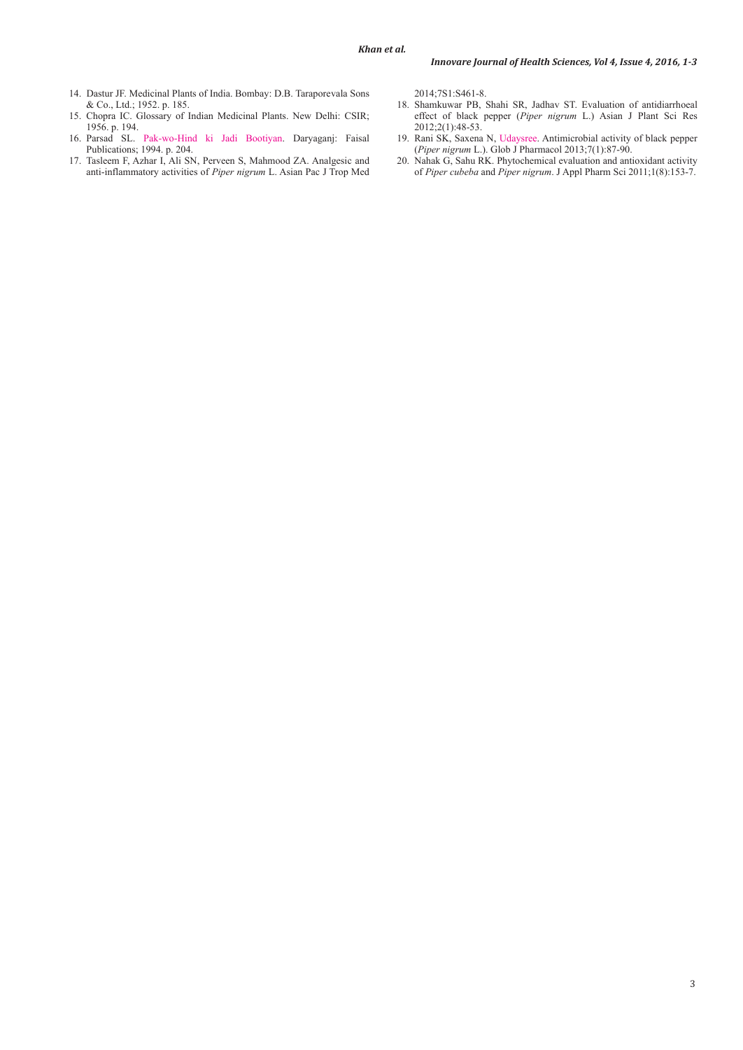14. Dastur JF. Medicinal Plants of India. Bombay: D.B. Taraporevala Sons & Co., Ltd.; 1952. p. 185.
15. Chopra IC. Glossary of Indian Medicinal Plants. New Delhi: CSIR; 1956. p. 194.
16. Parsad SL. Pak-wo-Hind ki Jadi Bootiyan. Daryaganj: Faisal Publications; 1994. p. 204.
17. Tasleem F, Azhar I, Ali SN, Perveen S, Mahmood ZA. Analgesic and anti-inflammatory activities of *Piper nigrum* L. Asian Pac J Trop Med 2014;7S1:S461-8.
18. Shamkuwar PB, Shahi SR, Jadhav ST. Evaluation of antidiarrhoeal effect of black pepper (*Piper nigrum* L.) Asian J Plant Sci Res 2012;2(1):48-53.
19. Rani SK, Saxena N, Udaysree. Antimicrobial activity of black pepper (*Piper nigrum* L.). Glob J Pharmacol 2013;7(1):87-90.
20. Nahak G, Sahu RK. Phytochemical evaluation and antioxidant activity of *Piper cubeba* and *Piper nigrum*. J Appl Pharm Sci 2011;1(8):153-7.